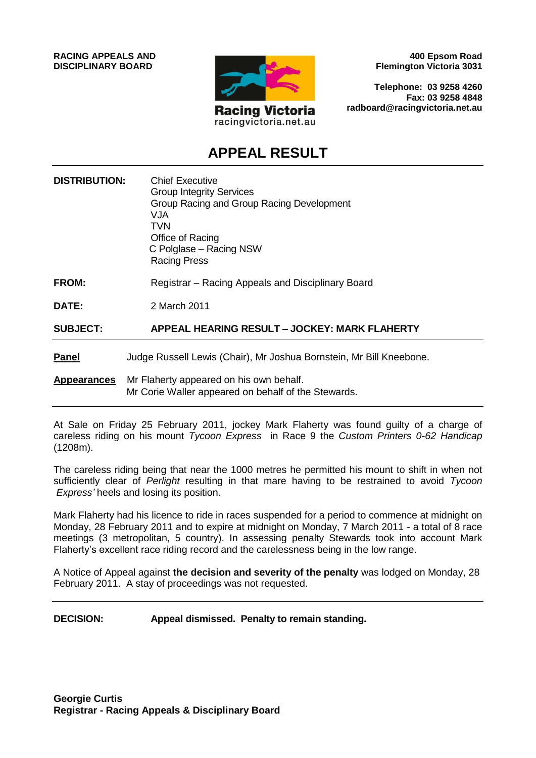**RACING APPEALS AND DISCIPLINARY BOARD**

Racing Victoria
racingvictoria.net.au

**400 Epsom Road**
**Flemington Victoria 3031**

**Telephone: 03 9258 4260**
**Fax: 03 9258 4848**
**radboard@racingvictoria.net.au**

# APPEAL RESULT

**DISTRIBUTION:** Chief Executive
Group Integrity Services
Group Racing and Group Racing Development
VJA
TVN
Office of Racing
C Polglase – Racing NSW
Racing Press

**FROM:** Registrar – Racing Appeals and Disciplinary Board

**DATE:** 2 March 2011

**SUBJECT:** **APPEAL HEARING RESULT – JOCKEY: MARK FLAHERTY**

---

**Panel** Judge Russell Lewis (Chair), Mr Joshua Bornstein, Mr Bill Kneebone.

**Appearances** Mr Flaherty appeared on his own behalf.
Mr Corie Waller appeared on behalf of the Stewards.

---

At Sale on Friday 25 February 2011, jockey Mark Flaherty was found guilty of a charge of careless riding on his mount *Tycoon Express* in Race 9 the *Custom Printers 0-62 Handicap* (1208m).

The careless riding being that near the 1000 metres he permitted his mount to shift in when not sufficiently clear of *Perlight* resulting in that mare having to be restrained to avoid *Tycoon Express'* heels and losing its position.

Mark Flaherty had his licence to ride in races suspended for a period to commence at midnight on Monday, 28 February 2011 and to expire at midnight on Monday, 7 March 2011 - a total of 8 race meetings (3 metropolitan, 5 country). In assessing penalty Stewards took into account Mark Flaherty's excellent race riding record and the carelessness being in the low range.

A Notice of Appeal against **the decision and severity of the penalty** was lodged on Monday, 28 February 2011. A stay of proceedings was not requested.

---

**DECISION:** **Appeal dismissed. Penalty to remain standing.**

**Georgie Curtis**
**Registrar - Racing Appeals & Disciplinary Board**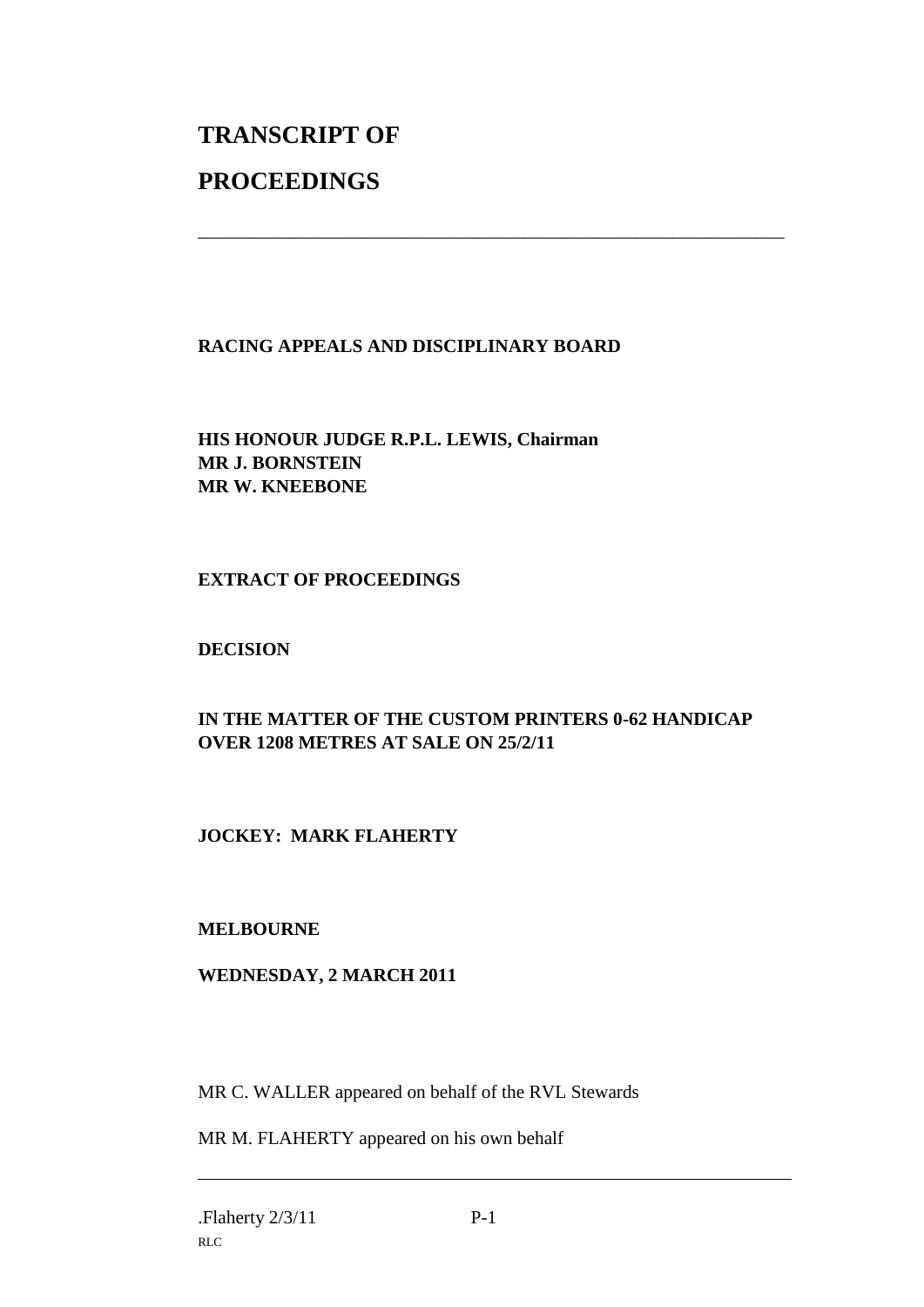# TRANSCRIPT OF

# PROCEEDINGS

---

**RACING APPEALS AND DISCIPLINARY BOARD**

**HIS HONOUR JUDGE R.P.L. LEWIS, Chairman**
**MR J. BORNSTEIN**
**MR W. KNEEBONE**

**EXTRACT OF PROCEEDINGS**

**DECISION**

**IN THE MATTER OF THE CUSTOM PRINTERS 0-62 HANDICAP OVER 1208 METRES AT SALE ON 25/2/11**

**JOCKEY: MARK FLAHERTY**

**MELBOURNE**

**WEDNESDAY, 2 MARCH 2011**

MR C. WALLER appeared on behalf of the RVL Stewards

MR M. FLAHERTY appeared on his own behalf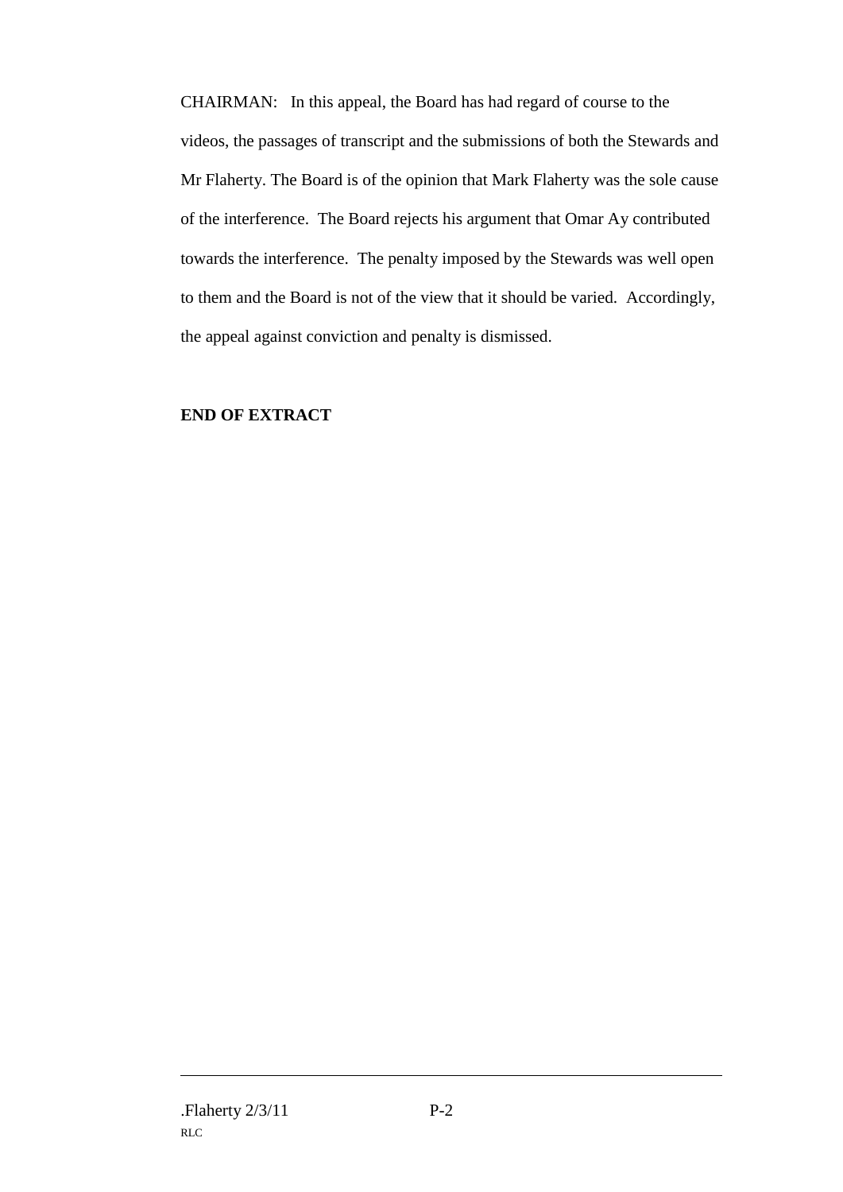CHAIRMAN: In this appeal, the Board has had regard of course to the videos, the passages of transcript and the submissions of both the Stewards and Mr Flaherty. The Board is of the opinion that Mark Flaherty was the sole cause of the interference. The Board rejects his argument that Omar Ay contributed towards the interference. The penalty imposed by the Stewards was well open to them and the Board is not of the view that it should be varied. Accordingly, the appeal against conviction and penalty is dismissed.

**END OF EXTRACT**